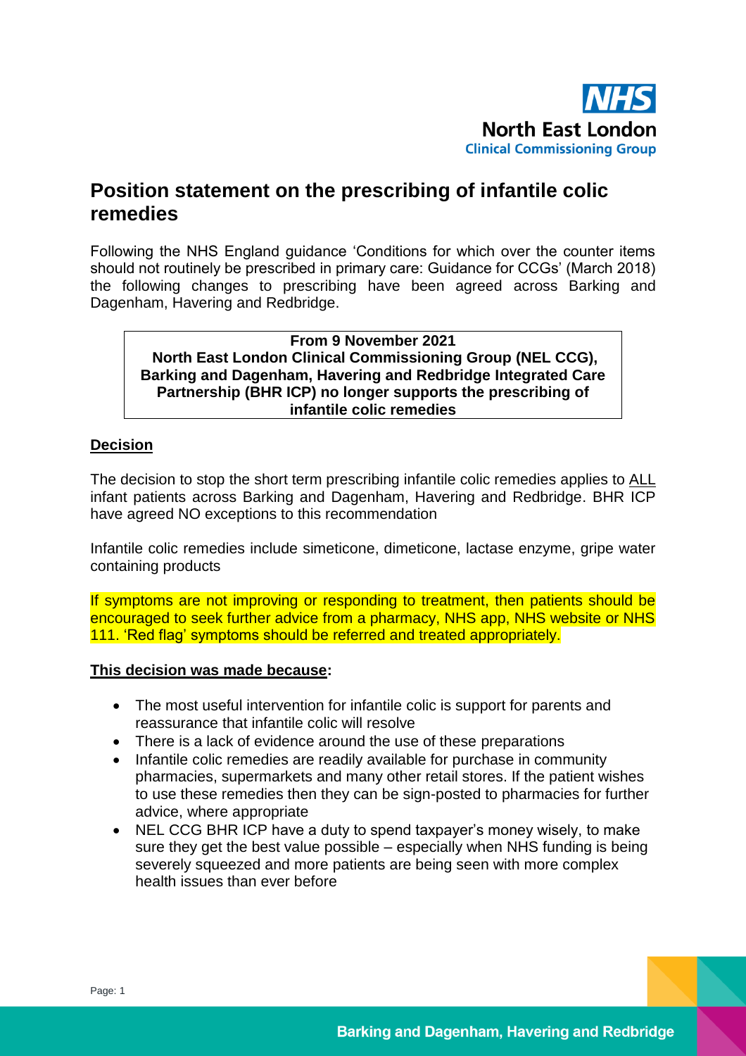NHS
North East London
Clinical Commissioning Group

# Position statement on the prescribing of infantile colic remedies

Following the NHS England guidance 'Conditions for which over the counter items should not routinely be prescribed in primary care: Guidance for CCGs' (March 2018) the following changes to prescribing have been agreed across Barking and Dagenham, Havering and Redbridge.

> **From 9 November 2021**
> **North East London Clinical Commissioning Group (NEL CCG), Barking and Dagenham, Havering and Redbridge Integrated Care Partnership (BHR ICP) no longer supports the prescribing of infantile colic remedies**

## Decision

The decision to stop the short term prescribing infantile colic remedies applies to ALL infant patients across Barking and Dagenham, Havering and Redbridge. BHR ICP have agreed NO exceptions to this recommendation

Infantile colic remedies include simeticone, dimeticone, lactase enzyme, gripe water containing products

If symptoms are not improving or responding to treatment, then patients should be encouraged to seek further advice from a pharmacy, NHS app, NHS website or NHS 111. 'Red flag' symptoms should be referred and treated appropriately.

## This decision was made because:

- The most useful intervention for infantile colic is support for parents and reassurance that infantile colic will resolve
- There is a lack of evidence around the use of these preparations
- Infantile colic remedies are readily available for purchase in community pharmacies, supermarkets and many other retail stores. If the patient wishes to use these remedies then they can be sign-posted to pharmacies for further advice, where appropriate
- NEL CCG BHR ICP have a duty to spend taxpayer's money wisely, to make sure they get the best value possible – especially when NHS funding is being severely squeezed and more patients are being seen with more complex health issues than ever before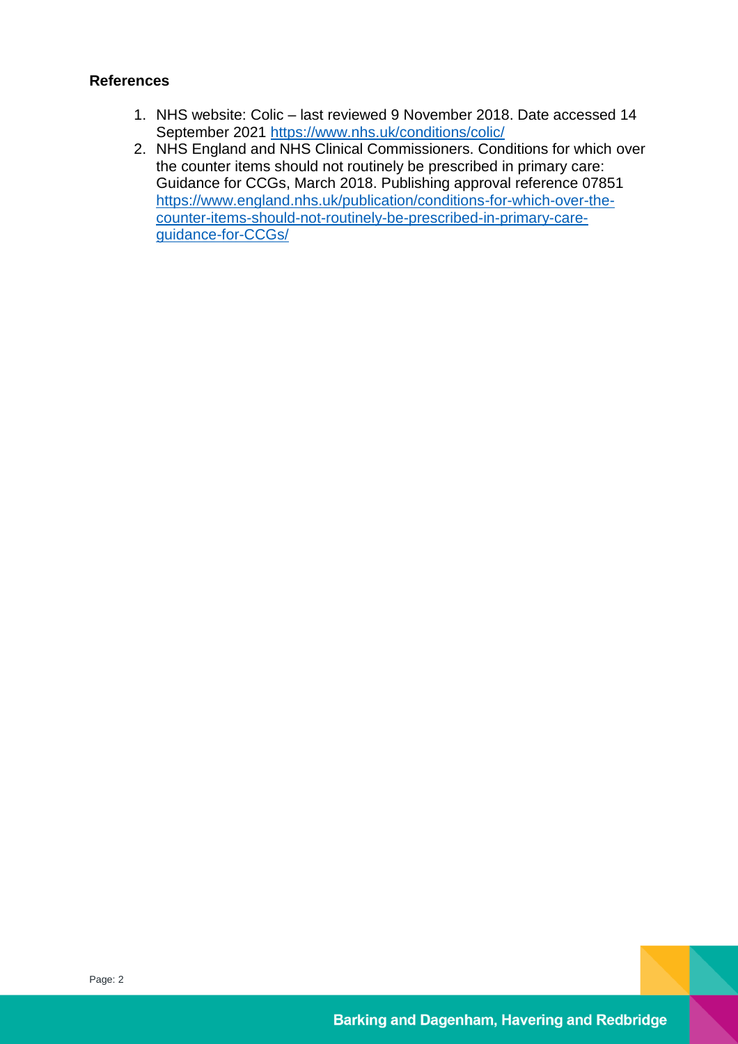## References

1. NHS website: Colic – last reviewed 9 November 2018. Date accessed 14 September 2021 https://www.nhs.uk/conditions/colic/
2. NHS England and NHS Clinical Commissioners. Conditions for which over the counter items should not routinely be prescribed in primary care: Guidance for CCGs, March 2018. Publishing approval reference 07851 https://www.england.nhs.uk/publication/conditions-for-which-over-the-counter-items-should-not-routinely-be-prescribed-in-primary-care-guidance-for-CCGs/